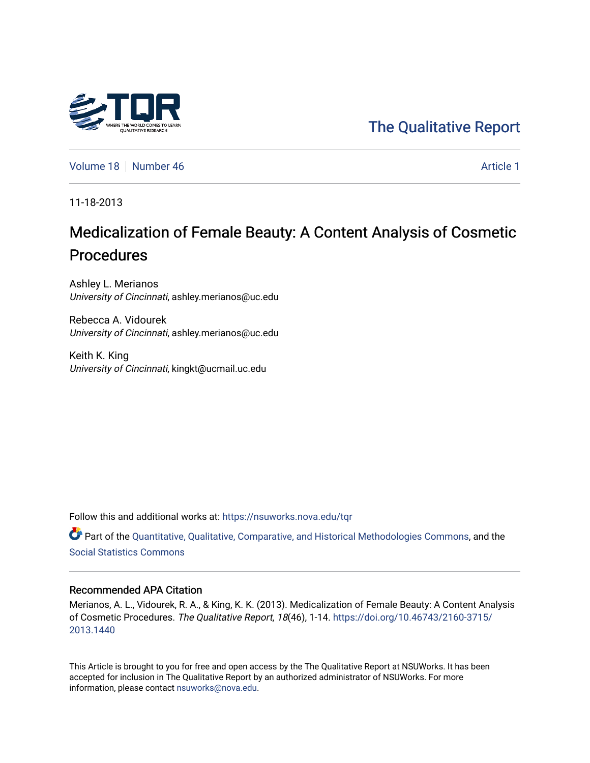The Qualitative Report

Volume 18 | Number 46 | Article 1

11-18-2013

# Medicalization of Female Beauty: A Content Analysis of Cosmetic Procedures

Ashley L. Merianos
*University of Cincinnati*, ashley.merianos@uc.edu

Rebecca A. Vidourek
*University of Cincinnati*, ashley.merianos@uc.edu

Keith K. King
*University of Cincinnati*, kingkt@ucmail.uc.edu

Follow this and additional works at: https://nsuworks.nova.edu/tqr

Part of the Quantitative, Qualitative, Comparative, and Historical Methodologies Commons, and the Social Statistics Commons

### Recommended APA Citation

Merianos, A. L., Vidourek, R. A., & King, K. K. (2013). Medicalization of Female Beauty: A Content Analysis of Cosmetic Procedures. *The Qualitative Report*, *18*(46), 1-14. https://doi.org/10.46743/2160-3715/2013.1440

This Article is brought to you for free and open access by the The Qualitative Report at NSUWorks. It has been accepted for inclusion in The Qualitative Report by an authorized administrator of NSUWorks. For more information, please contact nsuworks@nova.edu.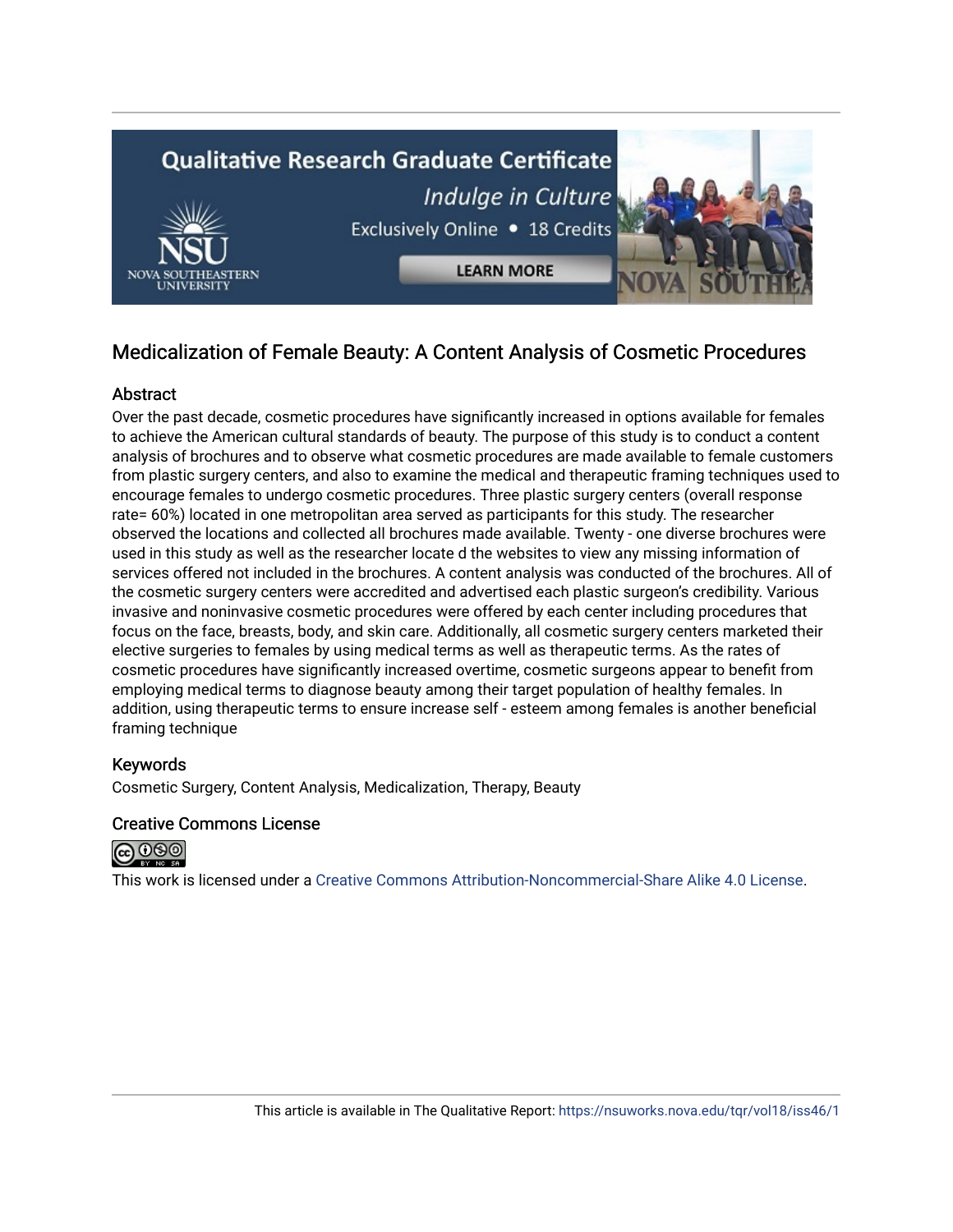## Medicalization of Female Beauty: A Content Analysis of Cosmetic Procedures

### Abstract

Over the past decade, cosmetic procedures have significantly increased in options available for females to achieve the American cultural standards of beauty. The purpose of this study is to conduct a content analysis of brochures and to observe what cosmetic procedures are made available to female customers from plastic surgery centers, and also to examine the medical and therapeutic framing techniques used to encourage females to undergo cosmetic procedures. Three plastic surgery centers (overall response rate= 60%) located in one metropolitan area served as participants for this study. The researcher observed the locations and collected all brochures made available. Twenty - one diverse brochures were used in this study as well as the researcher locate d the websites to view any missing information of services offered not included in the brochures. A content analysis was conducted of the brochures. All of the cosmetic surgery centers were accredited and advertised each plastic surgeon's credibility. Various invasive and noninvasive cosmetic procedures were offered by each center including procedures that focus on the face, breasts, body, and skin care. Additionally, all cosmetic surgery centers marketed their elective surgeries to females by using medical terms as well as therapeutic terms. As the rates of cosmetic procedures have significantly increased overtime, cosmetic surgeons appear to benefit from employing medical terms to diagnose beauty among their target population of healthy females. In addition, using therapeutic terms to ensure increase self - esteem among females is another beneficial framing technique

### Keywords

Cosmetic Surgery, Content Analysis, Medicalization, Therapy, Beauty

### Creative Commons License

This work is licensed under a Creative Commons Attribution-Noncommercial-Share Alike 4.0 License.

This article is available in The Qualitative Report: https://nsuworks.nova.edu/tqr/vol18/iss46/1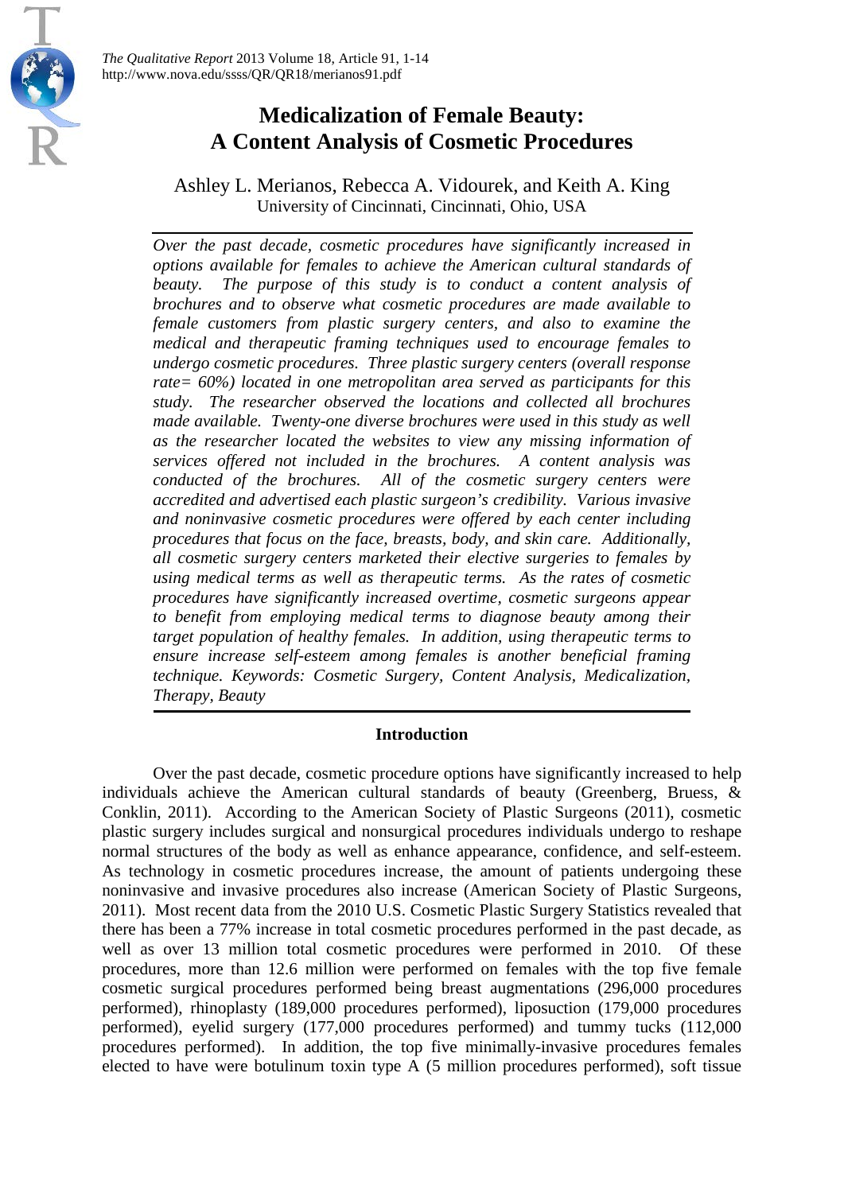# Medicalization of Female Beauty: A Content Analysis of Cosmetic Procedures

Ashley L. Merianos, Rebecca A. Vidourek, and Keith A. King
University of Cincinnati, Cincinnati, Ohio, USA

*Over the past decade, cosmetic procedures have significantly increased in options available for females to achieve the American cultural standards of beauty. The purpose of this study is to conduct a content analysis of brochures and to observe what cosmetic procedures are made available to female customers from plastic surgery centers, and also to examine the medical and therapeutic framing techniques used to encourage females to undergo cosmetic procedures. Three plastic surgery centers (overall response rate= 60%) located in one metropolitan area served as participants for this study. The researcher observed the locations and collected all brochures made available. Twenty-one diverse brochures were used in this study as well as the researcher located the websites to view any missing information of services offered not included in the brochures. A content analysis was conducted of the brochures. All of the cosmetic surgery centers were accredited and advertised each plastic surgeon's credibility. Various invasive and noninvasive cosmetic procedures were offered by each center including procedures that focus on the face, breasts, body, and skin care. Additionally, all cosmetic surgery centers marketed their elective surgeries to females by using medical terms as well as therapeutic terms. As the rates of cosmetic procedures have significantly increased overtime, cosmetic surgeons appear to benefit from employing medical terms to diagnose beauty among their target population of healthy females. In addition, using therapeutic terms to ensure increase self-esteem among females is another beneficial framing technique. Keywords: Cosmetic Surgery, Content Analysis, Medicalization, Therapy, Beauty*

## Introduction

Over the past decade, cosmetic procedure options have significantly increased to help individuals achieve the American cultural standards of beauty (Greenberg, Bruess, & Conklin, 2011). According to the American Society of Plastic Surgeons (2011), cosmetic plastic surgery includes surgical and nonsurgical procedures individuals undergo to reshape normal structures of the body as well as enhance appearance, confidence, and self-esteem. As technology in cosmetic procedures increase, the amount of patients undergoing these noninvasive and invasive procedures also increase (American Society of Plastic Surgeons, 2011). Most recent data from the 2010 U.S. Cosmetic Plastic Surgery Statistics revealed that there has been a 77% increase in total cosmetic procedures performed in the past decade, as well as over 13 million total cosmetic procedures were performed in 2010. Of these procedures, more than 12.6 million were performed on females with the top five female cosmetic surgical procedures performed being breast augmentations (296,000 procedures performed), rhinoplasty (189,000 procedures performed), liposuction (179,000 procedures performed), eyelid surgery (177,000 procedures performed) and tummy tucks (112,000 procedures performed). In addition, the top five minimally-invasive procedures females elected to have were botulinum toxin type A (5 million procedures performed), soft tissue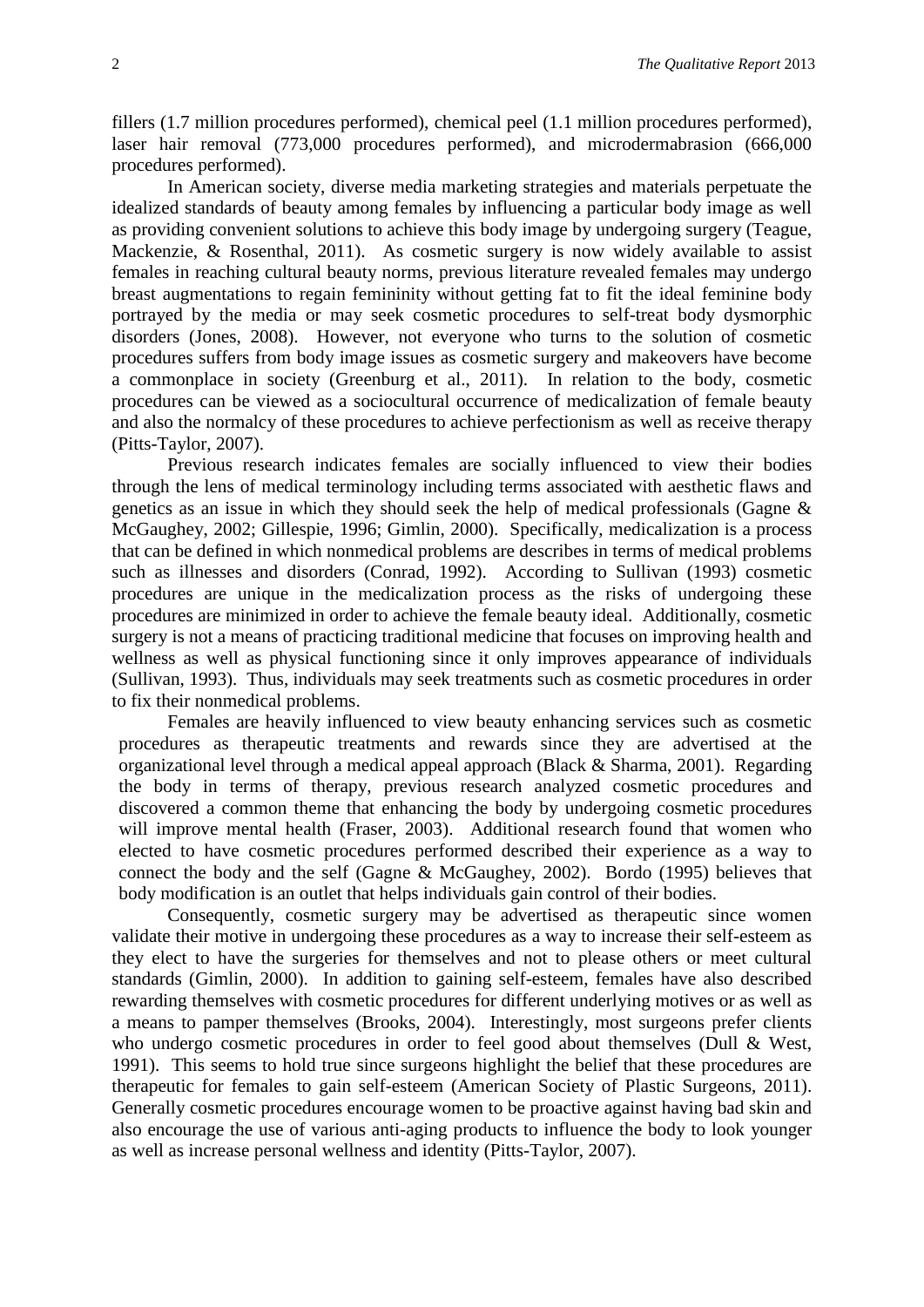fillers (1.7 million procedures performed), chemical peel (1.1 million procedures performed), laser hair removal (773,000 procedures performed), and microdermabrasion (666,000 procedures performed).

In American society, diverse media marketing strategies and materials perpetuate the idealized standards of beauty among females by influencing a particular body image as well as providing convenient solutions to achieve this body image by undergoing surgery (Teague, Mackenzie, & Rosenthal, 2011). As cosmetic surgery is now widely available to assist females in reaching cultural beauty norms, previous literature revealed females may undergo breast augmentations to regain femininity without getting fat to fit the ideal feminine body portrayed by the media or may seek cosmetic procedures to self-treat body dysmorphic disorders (Jones, 2008). However, not everyone who turns to the solution of cosmetic procedures suffers from body image issues as cosmetic surgery and makeovers have become a commonplace in society (Greenburg et al., 2011). In relation to the body, cosmetic procedures can be viewed as a sociocultural occurrence of medicalization of female beauty and also the normalcy of these procedures to achieve perfectionism as well as receive therapy (Pitts-Taylor, 2007).

Previous research indicates females are socially influenced to view their bodies through the lens of medical terminology including terms associated with aesthetic flaws and genetics as an issue in which they should seek the help of medical professionals (Gagne & McGaughey, 2002; Gillespie, 1996; Gimlin, 2000). Specifically, medicalization is a process that can be defined in which nonmedical problems are describes in terms of medical problems such as illnesses and disorders (Conrad, 1992). According to Sullivan (1993) cosmetic procedures are unique in the medicalization process as the risks of undergoing these procedures are minimized in order to achieve the female beauty ideal. Additionally, cosmetic surgery is not a means of practicing traditional medicine that focuses on improving health and wellness as well as physical functioning since it only improves appearance of individuals (Sullivan, 1993). Thus, individuals may seek treatments such as cosmetic procedures in order to fix their nonmedical problems.

Females are heavily influenced to view beauty enhancing services such as cosmetic procedures as therapeutic treatments and rewards since they are advertised at the organizational level through a medical appeal approach (Black & Sharma, 2001). Regarding the body in terms of therapy, previous research analyzed cosmetic procedures and discovered a common theme that enhancing the body by undergoing cosmetic procedures will improve mental health (Fraser, 2003). Additional research found that women who elected to have cosmetic procedures performed described their experience as a way to connect the body and the self (Gagne & McGaughey, 2002). Bordo (1995) believes that body modification is an outlet that helps individuals gain control of their bodies.

Consequently, cosmetic surgery may be advertised as therapeutic since women validate their motive in undergoing these procedures as a way to increase their self-esteem as they elect to have the surgeries for themselves and not to please others or meet cultural standards (Gimlin, 2000). In addition to gaining self-esteem, females have also described rewarding themselves with cosmetic procedures for different underlying motives or as well as a means to pamper themselves (Brooks, 2004). Interestingly, most surgeons prefer clients who undergo cosmetic procedures in order to feel good about themselves (Dull & West, 1991). This seems to hold true since surgeons highlight the belief that these procedures are therapeutic for females to gain self-esteem (American Society of Plastic Surgeons, 2011). Generally cosmetic procedures encourage women to be proactive against having bad skin and also encourage the use of various anti-aging products to influence the body to look younger as well as increase personal wellness and identity (Pitts-Taylor, 2007).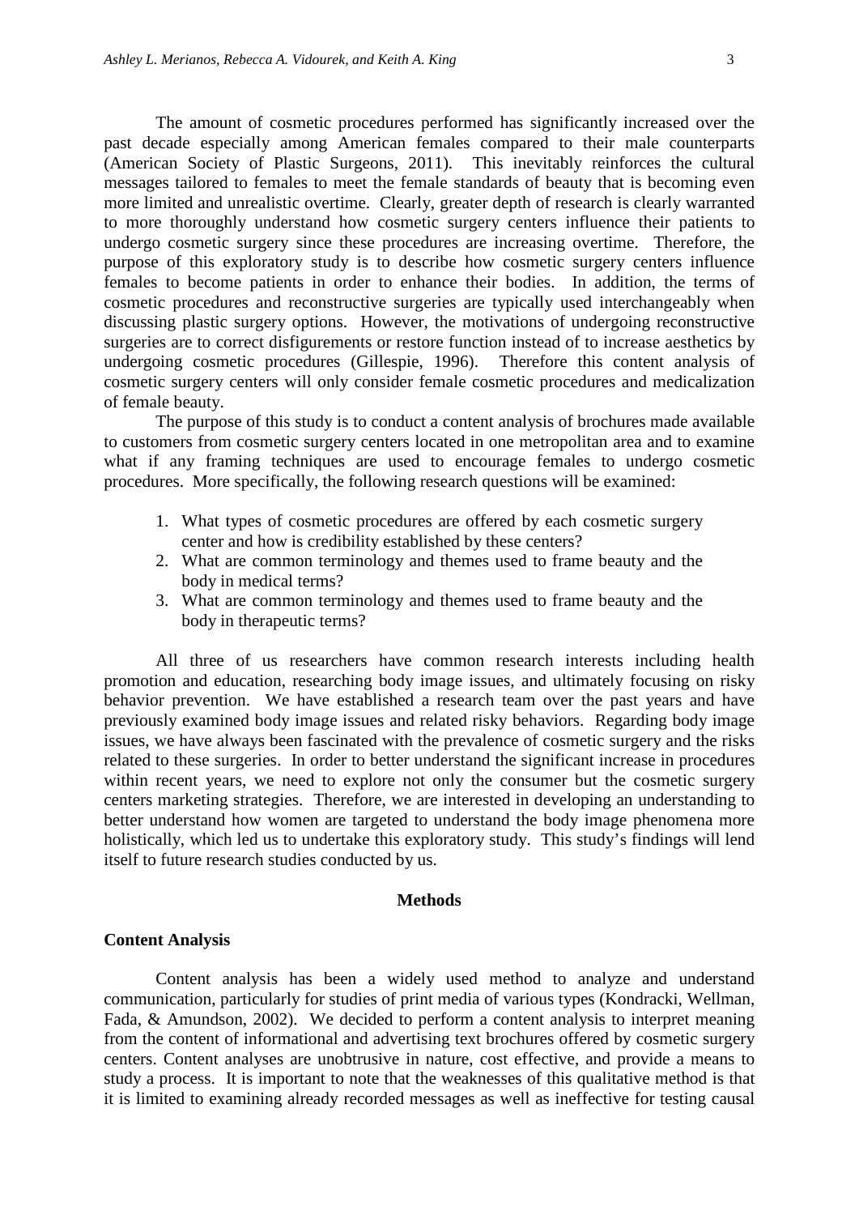The amount of cosmetic procedures performed has significantly increased over the past decade especially among American females compared to their male counterparts (American Society of Plastic Surgeons, 2011). This inevitably reinforces the cultural messages tailored to females to meet the female standards of beauty that is becoming even more limited and unrealistic overtime. Clearly, greater depth of research is clearly warranted to more thoroughly understand how cosmetic surgery centers influence their patients to undergo cosmetic surgery since these procedures are increasing overtime. Therefore, the purpose of this exploratory study is to describe how cosmetic surgery centers influence females to become patients in order to enhance their bodies. In addition, the terms of cosmetic procedures and reconstructive surgeries are typically used interchangeably when discussing plastic surgery options. However, the motivations of undergoing reconstructive surgeries are to correct disfigurements or restore function instead of to increase aesthetics by undergoing cosmetic procedures (Gillespie, 1996). Therefore this content analysis of cosmetic surgery centers will only consider female cosmetic procedures and medicalization of female beauty.

The purpose of this study is to conduct a content analysis of brochures made available to customers from cosmetic surgery centers located in one metropolitan area and to examine what if any framing techniques are used to encourage females to undergo cosmetic procedures. More specifically, the following research questions will be examined:

1. What types of cosmetic procedures are offered by each cosmetic surgery center and how is credibility established by these centers?
2. What are common terminology and themes used to frame beauty and the body in medical terms?
3. What are common terminology and themes used to frame beauty and the body in therapeutic terms?

All three of us researchers have common research interests including health promotion and education, researching body image issues, and ultimately focusing on risky behavior prevention. We have established a research team over the past years and have previously examined body image issues and related risky behaviors. Regarding body image issues, we have always been fascinated with the prevalence of cosmetic surgery and the risks related to these surgeries. In order to better understand the significant increase in procedures within recent years, we need to explore not only the consumer but the cosmetic surgery centers marketing strategies. Therefore, we are interested in developing an understanding to better understand how women are targeted to understand the body image phenomena more holistically, which led us to undertake this exploratory study. This study's findings will lend itself to future research studies conducted by us.

## Methods

### Content Analysis

Content analysis has been a widely used method to analyze and understand communication, particularly for studies of print media of various types (Kondracki, Wellman, Fada, & Amundson, 2002). We decided to perform a content analysis to interpret meaning from the content of informational and advertising text brochures offered by cosmetic surgery centers. Content analyses are unobtrusive in nature, cost effective, and provide a means to study a process. It is important to note that the weaknesses of this qualitative method is that it is limited to examining already recorded messages as well as ineffective for testing causal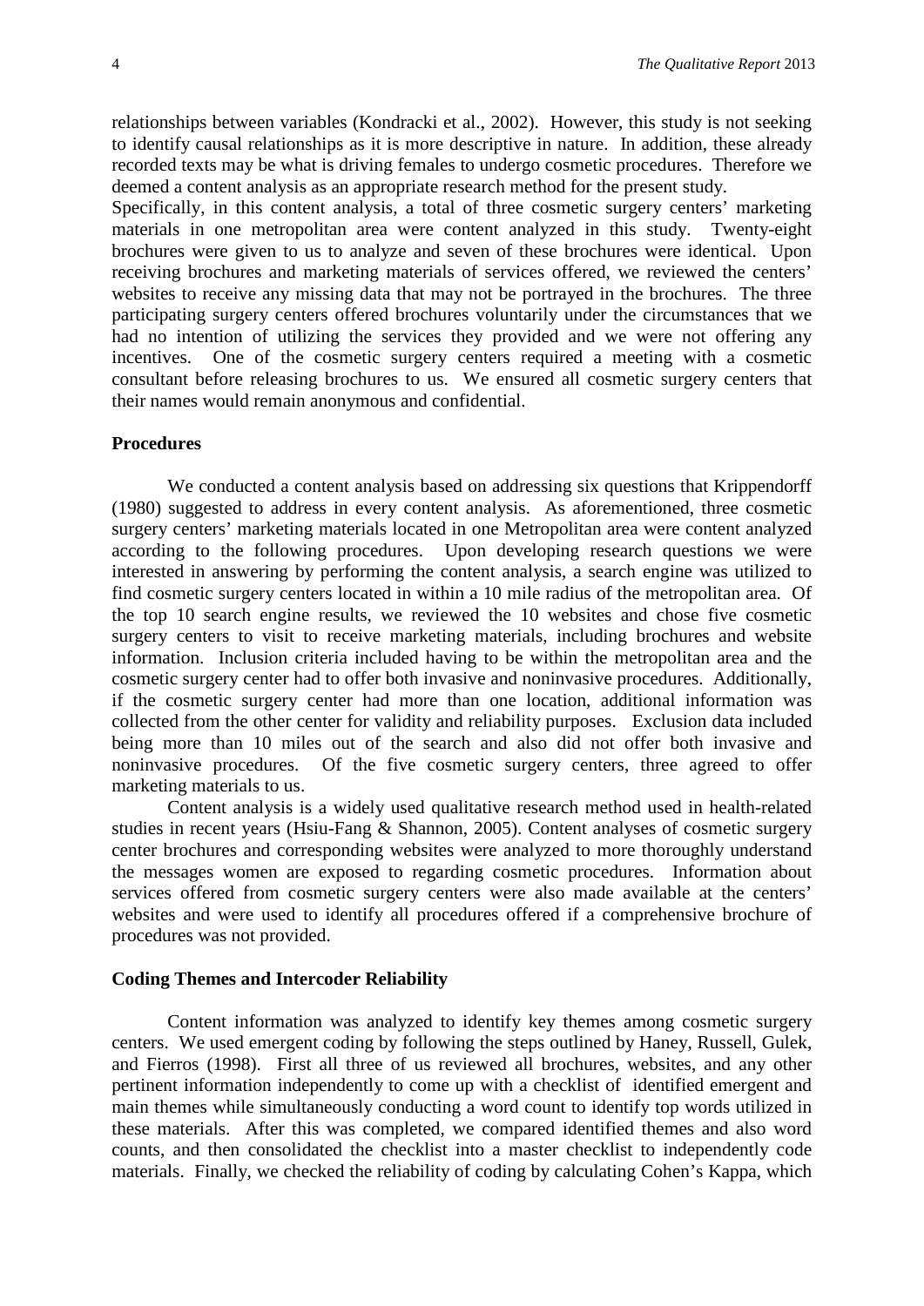relationships between variables (Kondracki et al., 2002). However, this study is not seeking to identify causal relationships as it is more descriptive in nature. In addition, these already recorded texts may be what is driving females to undergo cosmetic procedures. Therefore we deemed a content analysis as an appropriate research method for the present study.

Specifically, in this content analysis, a total of three cosmetic surgery centers' marketing materials in one metropolitan area were content analyzed in this study. Twenty-eight brochures were given to us to analyze and seven of these brochures were identical. Upon receiving brochures and marketing materials of services offered, we reviewed the centers' websites to receive any missing data that may not be portrayed in the brochures. The three participating surgery centers offered brochures voluntarily under the circumstances that we had no intention of utilizing the services they provided and we were not offering any incentives. One of the cosmetic surgery centers required a meeting with a cosmetic consultant before releasing brochures to us. We ensured all cosmetic surgery centers that their names would remain anonymous and confidential.

### Procedures

We conducted a content analysis based on addressing six questions that Krippendorff (1980) suggested to address in every content analysis. As aforementioned, three cosmetic surgery centers' marketing materials located in one Metropolitan area were content analyzed according to the following procedures. Upon developing research questions we were interested in answering by performing the content analysis, a search engine was utilized to find cosmetic surgery centers located in within a 10 mile radius of the metropolitan area. Of the top 10 search engine results, we reviewed the 10 websites and chose five cosmetic surgery centers to visit to receive marketing materials, including brochures and website information. Inclusion criteria included having to be within the metropolitan area and the cosmetic surgery center had to offer both invasive and noninvasive procedures. Additionally, if the cosmetic surgery center had more than one location, additional information was collected from the other center for validity and reliability purposes. Exclusion data included being more than 10 miles out of the search and also did not offer both invasive and noninvasive procedures. Of the five cosmetic surgery centers, three agreed to offer marketing materials to us.

Content analysis is a widely used qualitative research method used in health-related studies in recent years (Hsiu-Fang & Shannon, 2005). Content analyses of cosmetic surgery center brochures and corresponding websites were analyzed to more thoroughly understand the messages women are exposed to regarding cosmetic procedures. Information about services offered from cosmetic surgery centers were also made available at the centers' websites and were used to identify all procedures offered if a comprehensive brochure of procedures was not provided.

### Coding Themes and Intercoder Reliability

Content information was analyzed to identify key themes among cosmetic surgery centers. We used emergent coding by following the steps outlined by Haney, Russell, Gulek, and Fierros (1998). First all three of us reviewed all brochures, websites, and any other pertinent information independently to come up with a checklist of identified emergent and main themes while simultaneously conducting a word count to identify top words utilized in these materials. After this was completed, we compared identified themes and also word counts, and then consolidated the checklist into a master checklist to independently code materials. Finally, we checked the reliability of coding by calculating Cohen's Kappa, which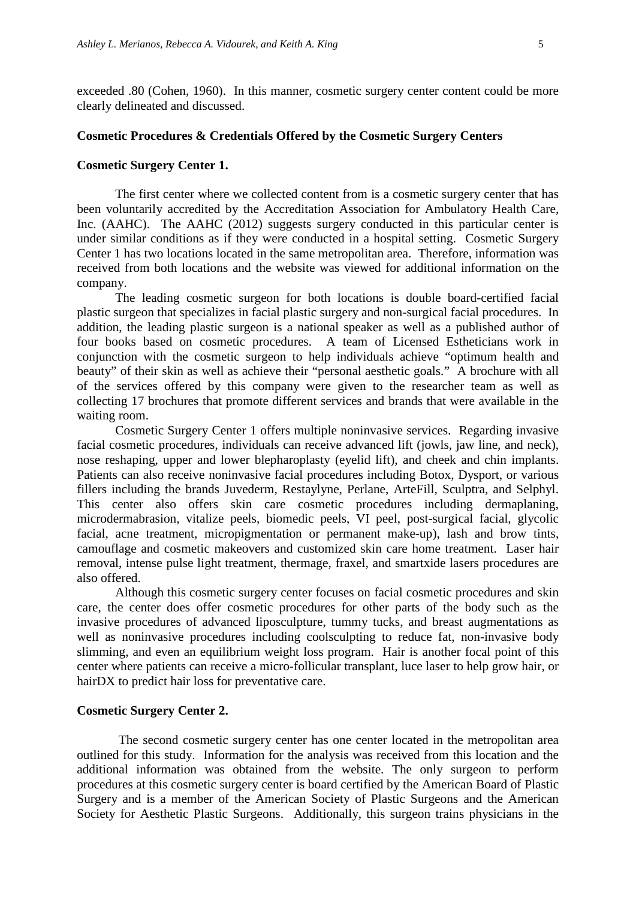exceeded .80 (Cohen, 1960). In this manner, cosmetic surgery center content could be more clearly delineated and discussed.

**Cosmetic Procedures & Credentials Offered by the Cosmetic Surgery Centers**

**Cosmetic Surgery Center 1.**

The first center where we collected content from is a cosmetic surgery center that has been voluntarily accredited by the Accreditation Association for Ambulatory Health Care, Inc. (AAHC). The AAHC (2012) suggests surgery conducted in this particular center is under similar conditions as if they were conducted in a hospital setting. Cosmetic Surgery Center 1 has two locations located in the same metropolitan area. Therefore, information was received from both locations and the website was viewed for additional information on the company.

The leading cosmetic surgeon for both locations is double board-certified facial plastic surgeon that specializes in facial plastic surgery and non-surgical facial procedures. In addition, the leading plastic surgeon is a national speaker as well as a published author of four books based on cosmetic procedures. A team of Licensed Estheticians work in conjunction with the cosmetic surgeon to help individuals achieve "optimum health and beauty" of their skin as well as achieve their "personal aesthetic goals." A brochure with all of the services offered by this company were given to the researcher team as well as collecting 17 brochures that promote different services and brands that were available in the waiting room.

Cosmetic Surgery Center 1 offers multiple noninvasive services. Regarding invasive facial cosmetic procedures, individuals can receive advanced lift (jowls, jaw line, and neck), nose reshaping, upper and lower blepharoplasty (eyelid lift), and cheek and chin implants. Patients can also receive noninvasive facial procedures including Botox, Dysport, or various fillers including the brands Juvederm, Restaylyne, Perlane, ArteFill, Sculptra, and Selphyl. This center also offers skin care cosmetic procedures including dermaplaning, microdermabrasion, vitalize peels, biomedic peels, VI peel, post-surgical facial, glycolic facial, acne treatment, micropigmentation or permanent make-up), lash and brow tints, camouflage and cosmetic makeovers and customized skin care home treatment. Laser hair removal, intense pulse light treatment, thermage, fraxel, and smartxide lasers procedures are also offered.

Although this cosmetic surgery center focuses on facial cosmetic procedures and skin care, the center does offer cosmetic procedures for other parts of the body such as the invasive procedures of advanced liposculpture, tummy tucks, and breast augmentations as well as noninvasive procedures including coolsculpting to reduce fat, non-invasive body slimming, and even an equilibrium weight loss program. Hair is another focal point of this center where patients can receive a micro-follicular transplant, luce laser to help grow hair, or hairDX to predict hair loss for preventative care.

**Cosmetic Surgery Center 2.**

The second cosmetic surgery center has one center located in the metropolitan area outlined for this study. Information for the analysis was received from this location and the additional information was obtained from the website. The only surgeon to perform procedures at this cosmetic surgery center is board certified by the American Board of Plastic Surgery and is a member of the American Society of Plastic Surgeons and the American Society for Aesthetic Plastic Surgeons. Additionally, this surgeon trains physicians in the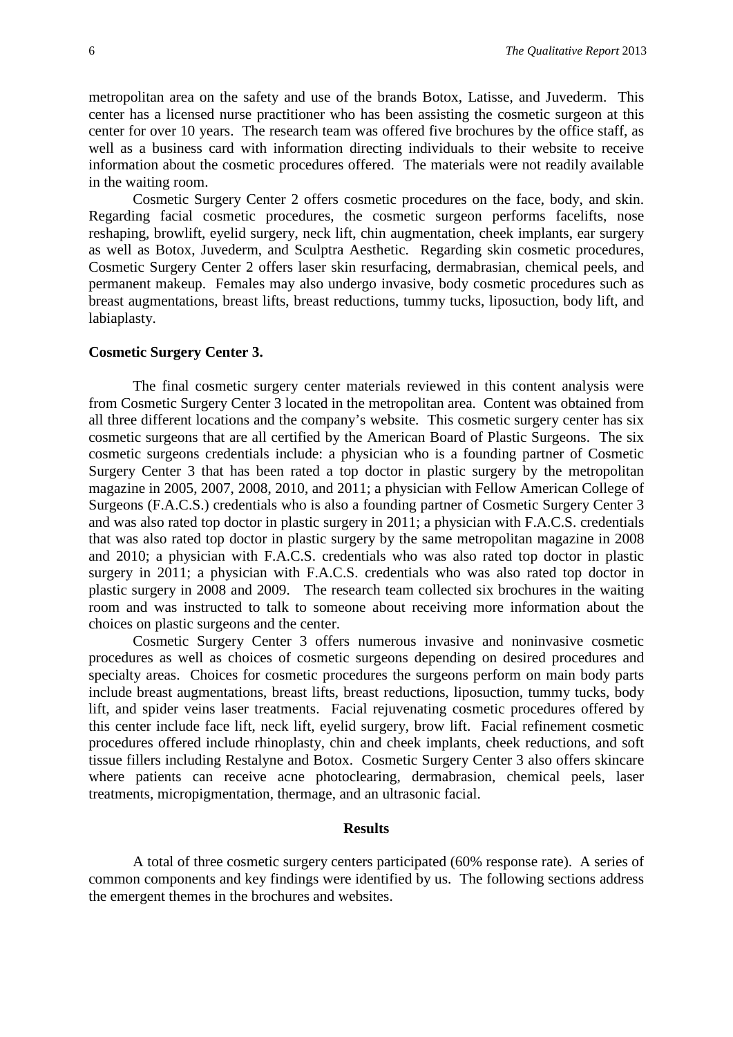metropolitan area on the safety and use of the brands Botox, Latisse, and Juvederm. This center has a licensed nurse practitioner who has been assisting the cosmetic surgeon at this center for over 10 years. The research team was offered five brochures by the office staff, as well as a business card with information directing individuals to their website to receive information about the cosmetic procedures offered. The materials were not readily available in the waiting room.

Cosmetic Surgery Center 2 offers cosmetic procedures on the face, body, and skin. Regarding facial cosmetic procedures, the cosmetic surgeon performs facelifts, nose reshaping, browlift, eyelid surgery, neck lift, chin augmentation, cheek implants, ear surgery as well as Botox, Juvederm, and Sculptra Aesthetic. Regarding skin cosmetic procedures, Cosmetic Surgery Center 2 offers laser skin resurfacing, dermabrasian, chemical peels, and permanent makeup. Females may also undergo invasive, body cosmetic procedures such as breast augmentations, breast lifts, breast reductions, tummy tucks, liposuction, body lift, and labiaplasty.

**Cosmetic Surgery Center 3.**

The final cosmetic surgery center materials reviewed in this content analysis were from Cosmetic Surgery Center 3 located in the metropolitan area. Content was obtained from all three different locations and the company's website. This cosmetic surgery center has six cosmetic surgeons that are all certified by the American Board of Plastic Surgeons. The six cosmetic surgeons credentials include: a physician who is a founding partner of Cosmetic Surgery Center 3 that has been rated a top doctor in plastic surgery by the metropolitan magazine in 2005, 2007, 2008, 2010, and 2011; a physician with Fellow American College of Surgeons (F.A.C.S.) credentials who is also a founding partner of Cosmetic Surgery Center 3 and was also rated top doctor in plastic surgery in 2011; a physician with F.A.C.S. credentials that was also rated top doctor in plastic surgery by the same metropolitan magazine in 2008 and 2010; a physician with F.A.C.S. credentials who was also rated top doctor in plastic surgery in 2011; a physician with F.A.C.S. credentials who was also rated top doctor in plastic surgery in 2008 and 2009. The research team collected six brochures in the waiting room and was instructed to talk to someone about receiving more information about the choices on plastic surgeons and the center.

Cosmetic Surgery Center 3 offers numerous invasive and noninvasive cosmetic procedures as well as choices of cosmetic surgeons depending on desired procedures and specialty areas. Choices for cosmetic procedures the surgeons perform on main body parts include breast augmentations, breast lifts, breast reductions, liposuction, tummy tucks, body lift, and spider veins laser treatments. Facial rejuvenating cosmetic procedures offered by this center include face lift, neck lift, eyelid surgery, brow lift. Facial refinement cosmetic procedures offered include rhinoplasty, chin and cheek implants, cheek reductions, and soft tissue fillers including Restalyne and Botox. Cosmetic Surgery Center 3 also offers skincare where patients can receive acne photoclearing, dermabrasion, chemical peels, laser treatments, micropigmentation, thermage, and an ultrasonic facial.

## Results

A total of three cosmetic surgery centers participated (60% response rate). A series of common components and key findings were identified by us. The following sections address the emergent themes in the brochures and websites.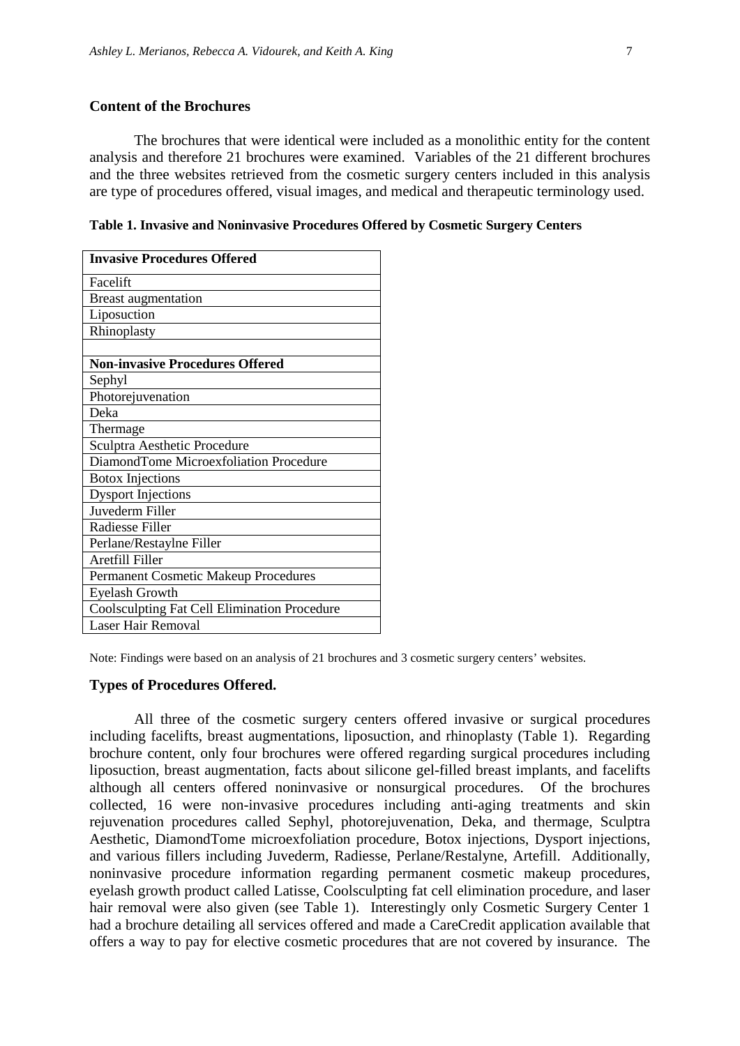## Content of the Brochures

The brochures that were identical were included as a monolithic entity for the content analysis and therefore 21 brochures were examined. Variables of the 21 different brochures and the three websites retrieved from the cosmetic surgery centers included in this analysis are type of procedures offered, visual images, and medical and therapeutic terminology used.

**Table 1. Invasive and Noninvasive Procedures Offered by Cosmetic Surgery Centers**

| **Invasive Procedures Offered** |
|---|
| Facelift |
| Breast augmentation |
| Liposuction |
| Rhinoplasty |
| |
| **Non-invasive Procedures Offered** |
| Sephyl |
| Photorejuvenation |
| Deka |
| Thermage |
| Sculptra Aesthetic Procedure |
| DiamondTome Microexfoliation Procedure |
| Botox Injections |
| Dysport Injections |
| Juvederm Filler |
| Radiesse Filler |
| Perlane/Restaylne Filler |
| Aretfill Filler |
| Permanent Cosmetic Makeup Procedures |
| Eyelash Growth |
| Coolsculpting Fat Cell Elimination Procedure |
| Laser Hair Removal |

Note: Findings were based on an analysis of 21 brochures and 3 cosmetic surgery centers' websites.

### Types of Procedures Offered.

All three of the cosmetic surgery centers offered invasive or surgical procedures including facelifts, breast augmentations, liposuction, and rhinoplasty (Table 1). Regarding brochure content, only four brochures were offered regarding surgical procedures including liposuction, breast augmentation, facts about silicone gel-filled breast implants, and facelifts although all centers offered noninvasive or nonsurgical procedures. Of the brochures collected, 16 were non-invasive procedures including anti-aging treatments and skin rejuvenation procedures called Sephyl, photorejuvenation, Deka, and thermage, Sculptra Aesthetic, DiamondTome microexfoliation procedure, Botox injections, Dysport injections, and various fillers including Juvederm, Radiesse, Perlane/Restalyne, Artefill. Additionally, noninvasive procedure information regarding permanent cosmetic makeup procedures, eyelash growth product called Latisse, Coolsculpting fat cell elimination procedure, and laser hair removal were also given (see Table 1). Interestingly only Cosmetic Surgery Center 1 had a brochure detailing all services offered and made a CareCredit application available that offers a way to pay for elective cosmetic procedures that are not covered by insurance. The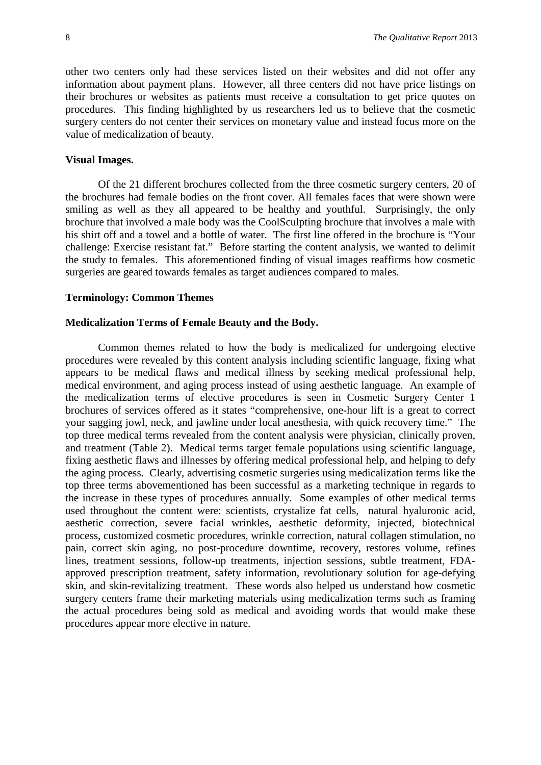other two centers only had these services listed on their websites and did not offer any information about payment plans. However, all three centers did not have price listings on their brochures or websites as patients must receive a consultation to get price quotes on procedures. This finding highlighted by us researchers led us to believe that the cosmetic surgery centers do not center their services on monetary value and instead focus more on the value of medicalization of beauty.

**Visual Images.**

Of the 21 different brochures collected from the three cosmetic surgery centers, 20 of the brochures had female bodies on the front cover. All females faces that were shown were smiling as well as they all appeared to be healthy and youthful. Surprisingly, the only brochure that involved a male body was the CoolSculpting brochure that involves a male with his shirt off and a towel and a bottle of water. The first line offered in the brochure is "Your challenge: Exercise resistant fat." Before starting the content analysis, we wanted to delimit the study to females. This aforementioned finding of visual images reaffirms how cosmetic surgeries are geared towards females as target audiences compared to males.

**Terminology: Common Themes**

**Medicalization Terms of Female Beauty and the Body.**

Common themes related to how the body is medicalized for undergoing elective procedures were revealed by this content analysis including scientific language, fixing what appears to be medical flaws and medical illness by seeking medical professional help, medical environment, and aging process instead of using aesthetic language. An example of the medicalization terms of elective procedures is seen in Cosmetic Surgery Center 1 brochures of services offered as it states "comprehensive, one-hour lift is a great to correct your sagging jowl, neck, and jawline under local anesthesia, with quick recovery time." The top three medical terms revealed from the content analysis were physician, clinically proven, and treatment (Table 2). Medical terms target female populations using scientific language, fixing aesthetic flaws and illnesses by offering medical professional help, and helping to defy the aging process. Clearly, advertising cosmetic surgeries using medicalization terms like the top three terms abovementioned has been successful as a marketing technique in regards to the increase in these types of procedures annually. Some examples of other medical terms used throughout the content were: scientists, crystalize fat cells, natural hyaluronic acid, aesthetic correction, severe facial wrinkles, aesthetic deformity, injected, biotechnical process, customized cosmetic procedures, wrinkle correction, natural collagen stimulation, no pain, correct skin aging, no post-procedure downtime, recovery, restores volume, refines lines, treatment sessions, follow-up treatments, injection sessions, subtle treatment, FDA-approved prescription treatment, safety information, revolutionary solution for age-defying skin, and skin-revitalizing treatment. These words also helped us understand how cosmetic surgery centers frame their marketing materials using medicalization terms such as framing the actual procedures being sold as medical and avoiding words that would make these procedures appear more elective in nature.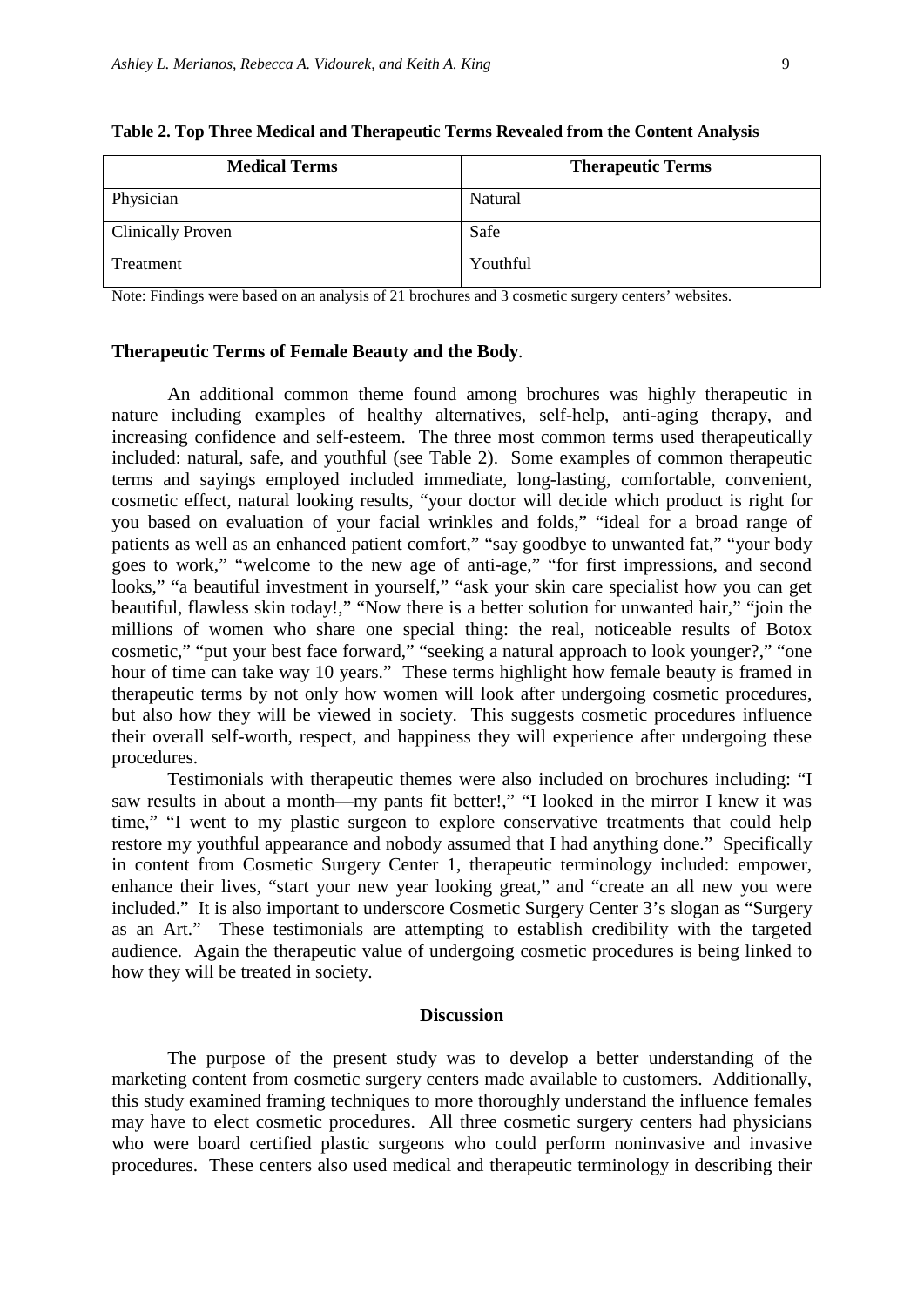**Table 2. Top Three Medical and Therapeutic Terms Revealed from the Content Analysis**

| Medical Terms | Therapeutic Terms |
|---|---|
| Physician | Natural |
| Clinically Proven | Safe |
| Treatment | Youthful |

Note: Findings were based on an analysis of 21 brochures and 3 cosmetic surgery centers' websites.

**Therapeutic Terms of Female Beauty and the Body**.

An additional common theme found among brochures was highly therapeutic in nature including examples of healthy alternatives, self-help, anti-aging therapy, and increasing confidence and self-esteem. The three most common terms used therapeutically included: natural, safe, and youthful (see Table 2). Some examples of common therapeutic terms and sayings employed included immediate, long-lasting, comfortable, convenient, cosmetic effect, natural looking results, "your doctor will decide which product is right for you based on evaluation of your facial wrinkles and folds," "ideal for a broad range of patients as well as an enhanced patient comfort," "say goodbye to unwanted fat," "your body goes to work," "welcome to the new age of anti-age," "for first impressions, and second looks," "a beautiful investment in yourself," "ask your skin care specialist how you can get beautiful, flawless skin today!," "Now there is a better solution for unwanted hair," "join the millions of women who share one special thing: the real, noticeable results of Botox cosmetic," "put your best face forward," "seeking a natural approach to look younger?," "one hour of time can take way 10 years." These terms highlight how female beauty is framed in therapeutic terms by not only how women will look after undergoing cosmetic procedures, but also how they will be viewed in society. This suggests cosmetic procedures influence their overall self-worth, respect, and happiness they will experience after undergoing these procedures.

Testimonials with therapeutic themes were also included on brochures including: "I saw results in about a month—my pants fit better!," "I looked in the mirror I knew it was time," "I went to my plastic surgeon to explore conservative treatments that could help restore my youthful appearance and nobody assumed that I had anything done." Specifically in content from Cosmetic Surgery Center 1, therapeutic terminology included: empower, enhance their lives, "start your new year looking great," and "create an all new you were included." It is also important to underscore Cosmetic Surgery Center 3's slogan as "Surgery as an Art." These testimonials are attempting to establish credibility with the targeted audience. Again the therapeutic value of undergoing cosmetic procedures is being linked to how they will be treated in society.

## Discussion

The purpose of the present study was to develop a better understanding of the marketing content from cosmetic surgery centers made available to customers. Additionally, this study examined framing techniques to more thoroughly understand the influence females may have to elect cosmetic procedures. All three cosmetic surgery centers had physicians who were board certified plastic surgeons who could perform noninvasive and invasive procedures. These centers also used medical and therapeutic terminology in describing their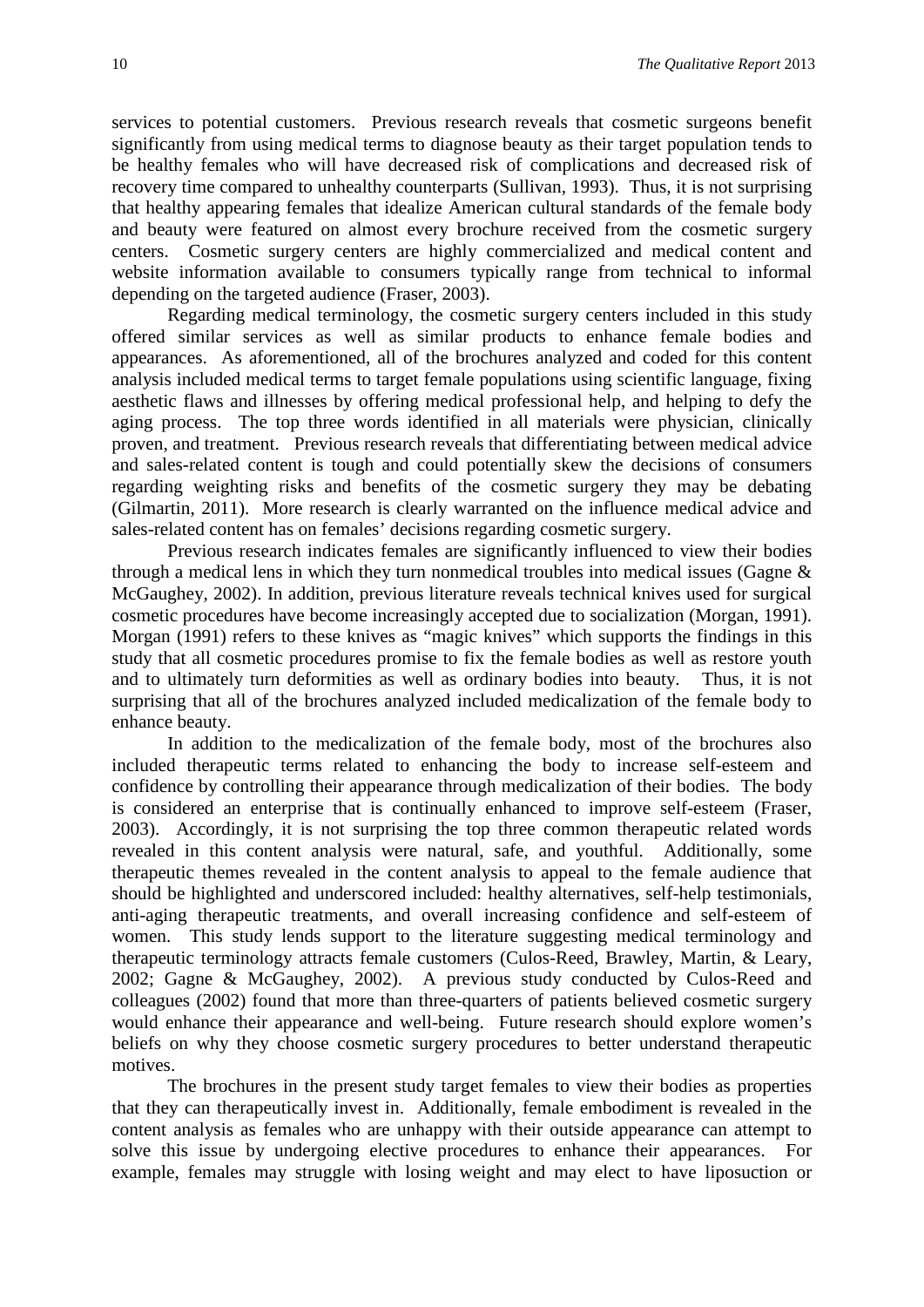services to potential customers. Previous research reveals that cosmetic surgeons benefit significantly from using medical terms to diagnose beauty as their target population tends to be healthy females who will have decreased risk of complications and decreased risk of recovery time compared to unhealthy counterparts (Sullivan, 1993). Thus, it is not surprising that healthy appearing females that idealize American cultural standards of the female body and beauty were featured on almost every brochure received from the cosmetic surgery centers. Cosmetic surgery centers are highly commercialized and medical content and website information available to consumers typically range from technical to informal depending on the targeted audience (Fraser, 2003).

Regarding medical terminology, the cosmetic surgery centers included in this study offered similar services as well as similar products to enhance female bodies and appearances. As aforementioned, all of the brochures analyzed and coded for this content analysis included medical terms to target female populations using scientific language, fixing aesthetic flaws and illnesses by offering medical professional help, and helping to defy the aging process. The top three words identified in all materials were physician, clinically proven, and treatment. Previous research reveals that differentiating between medical advice and sales-related content is tough and could potentially skew the decisions of consumers regarding weighting risks and benefits of the cosmetic surgery they may be debating (Gilmartin, 2011). More research is clearly warranted on the influence medical advice and sales-related content has on females' decisions regarding cosmetic surgery.

Previous research indicates females are significantly influenced to view their bodies through a medical lens in which they turn nonmedical troubles into medical issues (Gagne & McGaughey, 2002). In addition, previous literature reveals technical knives used for surgical cosmetic procedures have become increasingly accepted due to socialization (Morgan, 1991). Morgan (1991) refers to these knives as "magic knives" which supports the findings in this study that all cosmetic procedures promise to fix the female bodies as well as restore youth and to ultimately turn deformities as well as ordinary bodies into beauty. Thus, it is not surprising that all of the brochures analyzed included medicalization of the female body to enhance beauty.

In addition to the medicalization of the female body, most of the brochures also included therapeutic terms related to enhancing the body to increase self-esteem and confidence by controlling their appearance through medicalization of their bodies. The body is considered an enterprise that is continually enhanced to improve self-esteem (Fraser, 2003). Accordingly, it is not surprising the top three common therapeutic related words revealed in this content analysis were natural, safe, and youthful. Additionally, some therapeutic themes revealed in the content analysis to appeal to the female audience that should be highlighted and underscored included: healthy alternatives, self-help testimonials, anti-aging therapeutic treatments, and overall increasing confidence and self-esteem of women. This study lends support to the literature suggesting medical terminology and therapeutic terminology attracts female customers (Culos-Reed, Brawley, Martin, & Leary, 2002; Gagne & McGaughey, 2002). A previous study conducted by Culos-Reed and colleagues (2002) found that more than three-quarters of patients believed cosmetic surgery would enhance their appearance and well-being. Future research should explore women's beliefs on why they choose cosmetic surgery procedures to better understand therapeutic motives.

The brochures in the present study target females to view their bodies as properties that they can therapeutically invest in. Additionally, female embodiment is revealed in the content analysis as females who are unhappy with their outside appearance can attempt to solve this issue by undergoing elective procedures to enhance their appearances. For example, females may struggle with losing weight and may elect to have liposuction or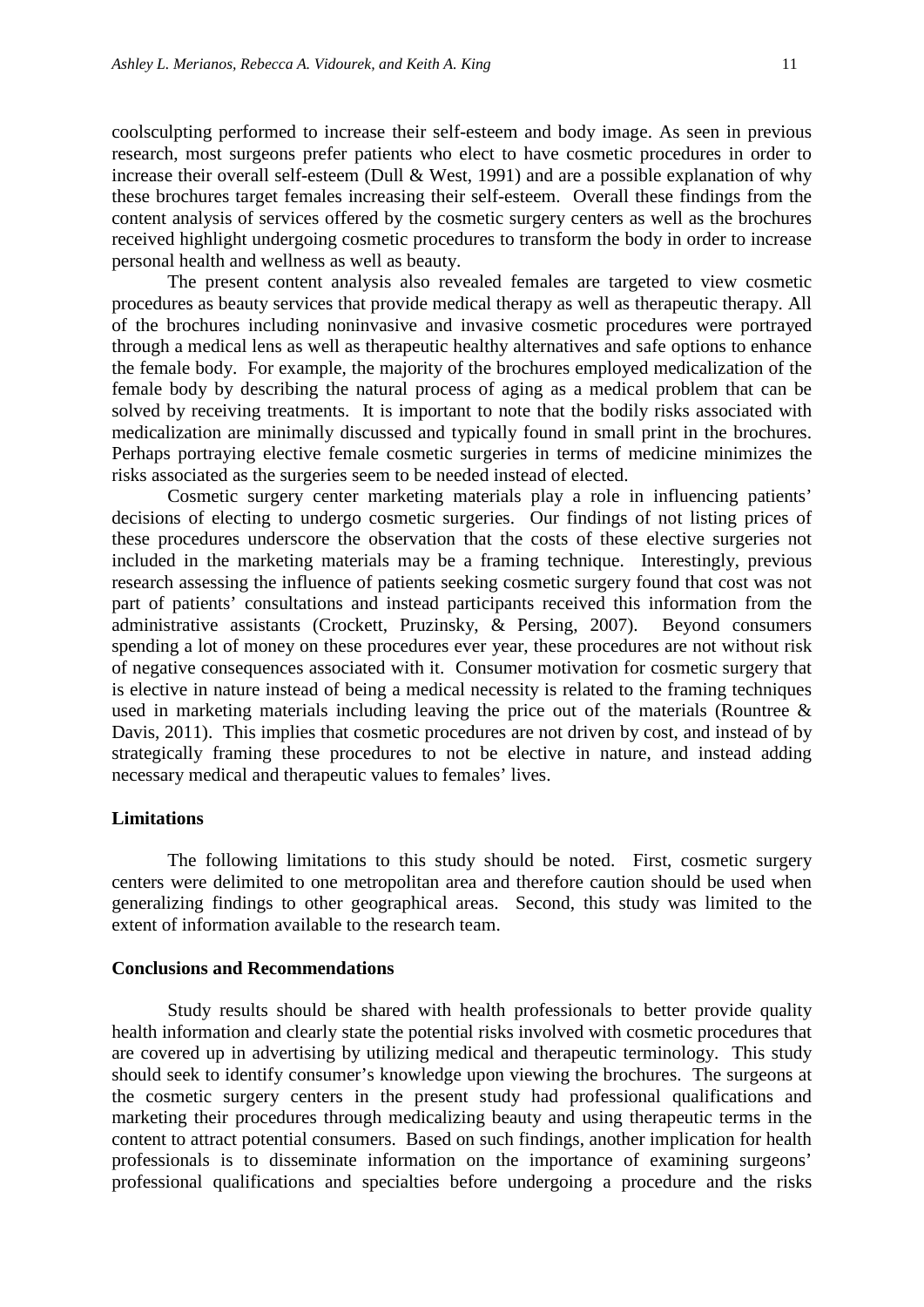coolsculpting performed to increase their self-esteem and body image. As seen in previous research, most surgeons prefer patients who elect to have cosmetic procedures in order to increase their overall self-esteem (Dull & West, 1991) and are a possible explanation of why these brochures target females increasing their self-esteem. Overall these findings from the content analysis of services offered by the cosmetic surgery centers as well as the brochures received highlight undergoing cosmetic procedures to transform the body in order to increase personal health and wellness as well as beauty.

The present content analysis also revealed females are targeted to view cosmetic procedures as beauty services that provide medical therapy as well as therapeutic therapy. All of the brochures including noninvasive and invasive cosmetic procedures were portrayed through a medical lens as well as therapeutic healthy alternatives and safe options to enhance the female body. For example, the majority of the brochures employed medicalization of the female body by describing the natural process of aging as a medical problem that can be solved by receiving treatments. It is important to note that the bodily risks associated with medicalization are minimally discussed and typically found in small print in the brochures. Perhaps portraying elective female cosmetic surgeries in terms of medicine minimizes the risks associated as the surgeries seem to be needed instead of elected.

Cosmetic surgery center marketing materials play a role in influencing patients' decisions of electing to undergo cosmetic surgeries. Our findings of not listing prices of these procedures underscore the observation that the costs of these elective surgeries not included in the marketing materials may be a framing technique. Interestingly, previous research assessing the influence of patients seeking cosmetic surgery found that cost was not part of patients' consultations and instead participants received this information from the administrative assistants (Crockett, Pruzinsky, & Persing, 2007). Beyond consumers spending a lot of money on these procedures ever year, these procedures are not without risk of negative consequences associated with it. Consumer motivation for cosmetic surgery that is elective in nature instead of being a medical necessity is related to the framing techniques used in marketing materials including leaving the price out of the materials (Rountree & Davis, 2011). This implies that cosmetic procedures are not driven by cost, and instead of by strategically framing these procedures to not be elective in nature, and instead adding necessary medical and therapeutic values to females' lives.

**Limitations**

The following limitations to this study should be noted. First, cosmetic surgery centers were delimited to one metropolitan area and therefore caution should be used when generalizing findings to other geographical areas. Second, this study was limited to the extent of information available to the research team.

**Conclusions and Recommendations**

Study results should be shared with health professionals to better provide quality health information and clearly state the potential risks involved with cosmetic procedures that are covered up in advertising by utilizing medical and therapeutic terminology. This study should seek to identify consumer's knowledge upon viewing the brochures. The surgeons at the cosmetic surgery centers in the present study had professional qualifications and marketing their procedures through medicalizing beauty and using therapeutic terms in the content to attract potential consumers. Based on such findings, another implication for health professionals is to disseminate information on the importance of examining surgeons' professional qualifications and specialties before undergoing a procedure and the risks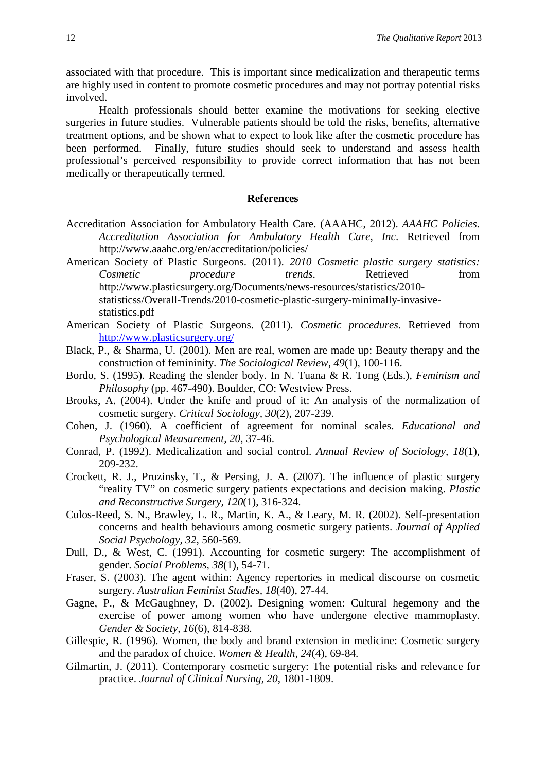associated with that procedure. This is important since medicalization and therapeutic terms are highly used in content to promote cosmetic procedures and may not portray potential risks involved.

Health professionals should better examine the motivations for seeking elective surgeries in future studies. Vulnerable patients should be told the risks, benefits, alternative treatment options, and be shown what to expect to look like after the cosmetic procedure has been performed. Finally, future studies should seek to understand and assess health professional's perceived responsibility to provide correct information that has not been medically or therapeutically termed.

## References

Accreditation Association for Ambulatory Health Care. (AAAHC, 2012). *AAAHC Policies. Accreditation Association for Ambulatory Health Care, Inc*. Retrieved from http://www.aaahc.org/en/accreditation/policies/

American Society of Plastic Surgeons. (2011). *2010 Cosmetic plastic surgery statistics: Cosmetic procedure trends*. Retrieved from http://www.plasticsurgery.org/Documents/news-resources/statistics/2010-statisticss/Overall-Trends/2010-cosmetic-plastic-surgery-minimally-invasive-statistics.pdf

American Society of Plastic Surgeons. (2011). *Cosmetic procedures*. Retrieved from http://www.plasticsurgery.org/

Black, P., & Sharma, U. (2001). Men are real, women are made up: Beauty therapy and the construction of femininity. *The Sociological Review, 49*(1), 100-116.

Bordo, S. (1995). Reading the slender body. In N. Tuana & R. Tong (Eds.), *Feminism and Philosophy* (pp. 467-490). Boulder, CO: Westview Press.

Brooks, A. (2004). Under the knife and proud of it: An analysis of the normalization of cosmetic surgery. *Critical Sociology, 30*(2), 207-239.

Cohen, J. (1960). A coefficient of agreement for nominal scales. *Educational and Psychological Measurement, 20*, 37-46.

Conrad, P. (1992). Medicalization and social control. *Annual Review of Sociology, 18*(1), 209-232.

Crockett, R. J., Pruzinsky, T., & Persing, J. A. (2007). The influence of plastic surgery "reality TV" on cosmetic surgery patients expectations and decision making. *Plastic and Reconstructive Surgery, 120*(1), 316-324.

Culos-Reed, S. N., Brawley, L. R., Martin, K. A., & Leary, M. R. (2002). Self-presentation concerns and health behaviours among cosmetic surgery patients. *Journal of Applied Social Psychology, 32*, 560-569.

Dull, D., & West, C. (1991). Accounting for cosmetic surgery: The accomplishment of gender. *Social Problems, 38*(1), 54-71.

Fraser, S. (2003). The agent within: Agency repertories in medical discourse on cosmetic surgery. *Australian Feminist Studies, 18*(40), 27-44.

Gagne, P., & McGaughney, D. (2002). Designing women: Cultural hegemony and the exercise of power among women who have undergone elective mammoplasty. *Gender & Society, 16*(6), 814-838.

Gillespie, R. (1996). Women, the body and brand extension in medicine: Cosmetic surgery and the paradox of choice. *Women & Health, 24*(4), 69-84.

Gilmartin, J. (2011). Contemporary cosmetic surgery: The potential risks and relevance for practice. *Journal of Clinical Nursing, 20*, 1801-1809.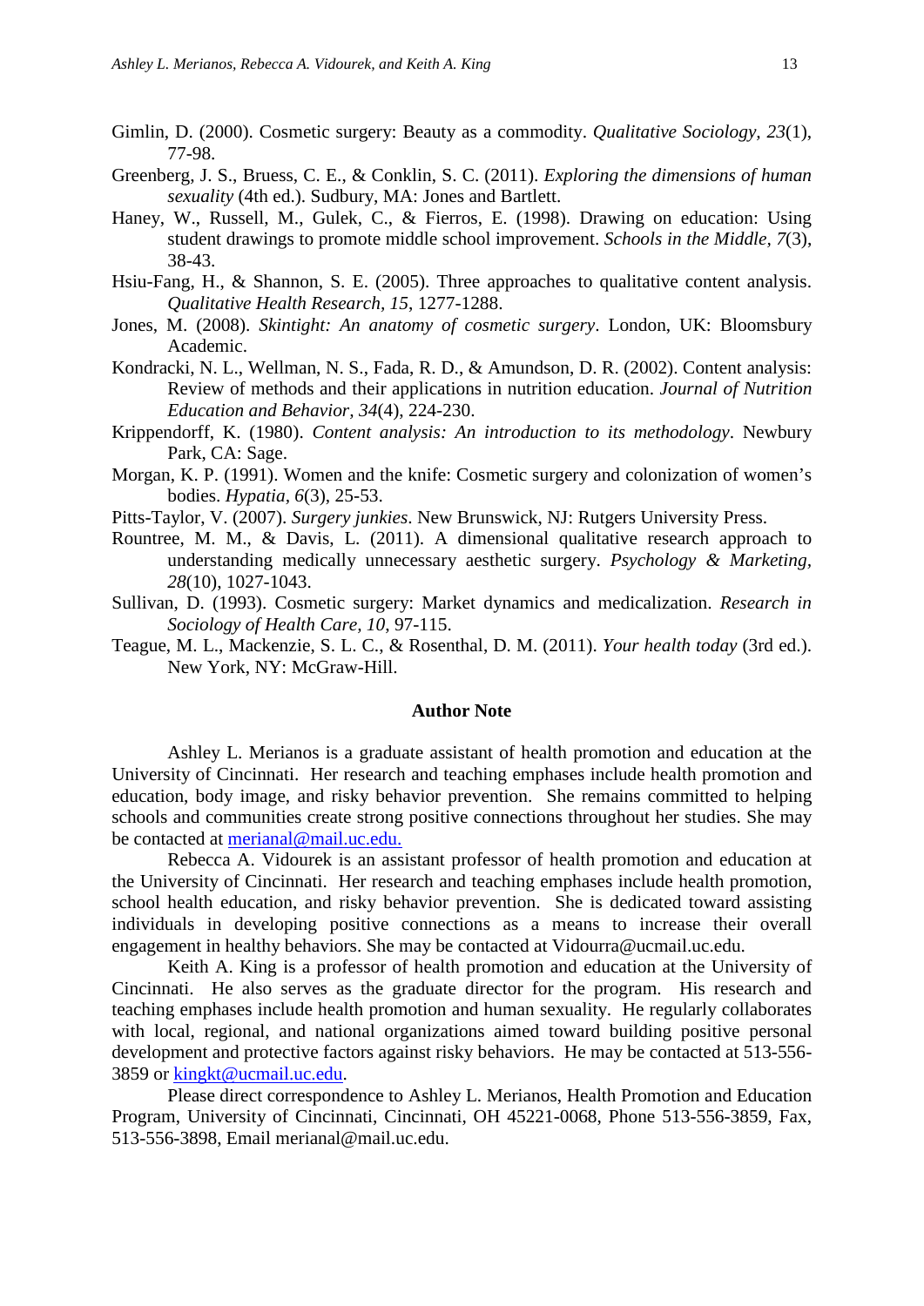Gimlin, D. (2000). Cosmetic surgery: Beauty as a commodity. *Qualitative Sociology, 23*(1), 77-98.

Greenberg, J. S., Bruess, C. E., & Conklin, S. C. (2011). *Exploring the dimensions of human sexuality* (4th ed.). Sudbury, MA: Jones and Bartlett.

Haney, W., Russell, M., Gulek, C., & Fierros, E. (1998). Drawing on education: Using student drawings to promote middle school improvement. *Schools in the Middle, 7*(3), 38-43.

Hsiu-Fang, H., & Shannon, S. E. (2005). Three approaches to qualitative content analysis. *Qualitative Health Research, 15*, 1277-1288.

Jones, M. (2008). *Skintight: An anatomy of cosmetic surgery*. London, UK: Bloomsbury Academic.

Kondracki, N. L., Wellman, N. S., Fada, R. D., & Amundson, D. R. (2002). Content analysis: Review of methods and their applications in nutrition education. *Journal of Nutrition Education and Behavior, 34*(4), 224-230.

Krippendorff, K. (1980). *Content analysis: An introduction to its methodology*. Newbury Park, CA: Sage.

Morgan, K. P. (1991). Women and the knife: Cosmetic surgery and colonization of women's bodies. *Hypatia, 6*(3), 25-53.

Pitts-Taylor, V. (2007). *Surgery junkies*. New Brunswick, NJ: Rutgers University Press.

Rountree, M. M., & Davis, L. (2011). A dimensional qualitative research approach to understanding medically unnecessary aesthetic surgery. *Psychology & Marketing, 28*(10), 1027-1043.

Sullivan, D. (1993). Cosmetic surgery: Market dynamics and medicalization. *Research in Sociology of Health Care, 10*, 97-115.

Teague, M. L., Mackenzie, S. L. C., & Rosenthal, D. M. (2011). *Your health today* (3rd ed.). New York, NY: McGraw-Hill.

## Author Note

Ashley L. Merianos is a graduate assistant of health promotion and education at the University of Cincinnati. Her research and teaching emphases include health promotion and education, body image, and risky behavior prevention. She remains committed to helping schools and communities create strong positive connections throughout her studies. She may be contacted at merianal@mail.uc.edu.

Rebecca A. Vidourek is an assistant professor of health promotion and education at the University of Cincinnati. Her research and teaching emphases include health promotion, school health education, and risky behavior prevention. She is dedicated toward assisting individuals in developing positive connections as a means to increase their overall engagement in healthy behaviors. She may be contacted at Vidourra@ucmail.uc.edu.

Keith A. King is a professor of health promotion and education at the University of Cincinnati. He also serves as the graduate director for the program. His research and teaching emphases include health promotion and human sexuality. He regularly collaborates with local, regional, and national organizations aimed toward building positive personal development and protective factors against risky behaviors. He may be contacted at 513-556-3859 or kingkt@ucmail.uc.edu.

Please direct correspondence to Ashley L. Merianos, Health Promotion and Education Program, University of Cincinnati, Cincinnati, OH 45221-0068, Phone 513-556-3859, Fax, 513-556-3898, Email merianal@mail.uc.edu.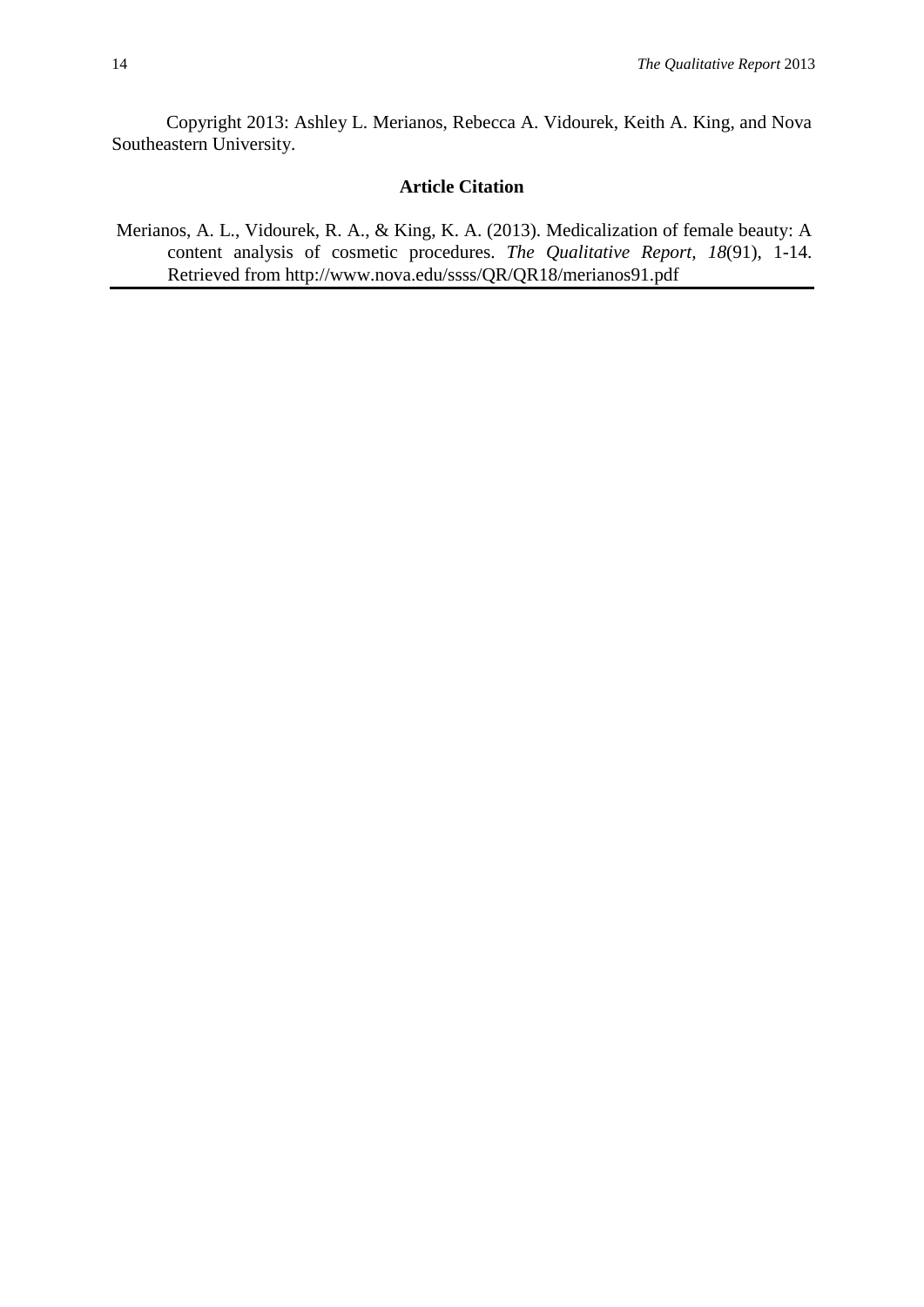Copyright 2013: Ashley L. Merianos, Rebecca A. Vidourek, Keith A. King, and Nova Southeastern University.

### Article Citation

Merianos, A. L., Vidourek, R. A., & King, K. A. (2013). Medicalization of female beauty: A content analysis of cosmetic procedures. *The Qualitative Report*, *18*(91), 1-14. Retrieved from http://www.nova.edu/ssss/QR/QR18/merianos91.pdf